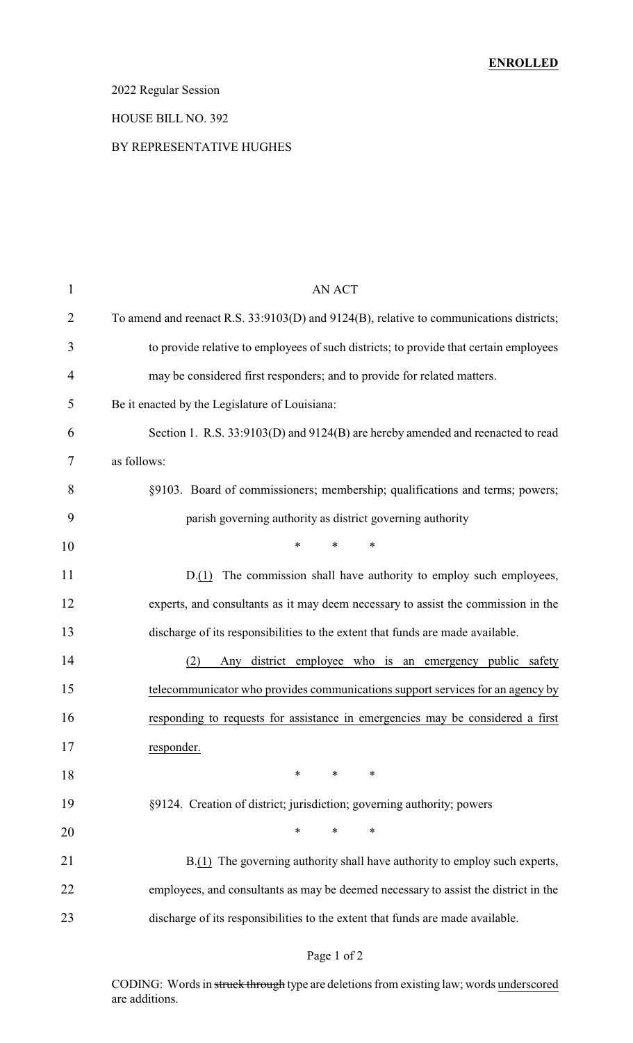**ENROLLED**

2022 Regular Session

HOUSE BILL NO. 392

BY REPRESENTATIVE HUGHES

AN ACT

To amend and reenact R.S. 33:9103(D) and 9124(B), relative to communications districts; to provide relative to employees of such districts; to provide that certain employees may be considered first responders; and to provide for related matters.

Be it enacted by the Legislature of Louisiana:

Section 1. R.S. 33:9103(D) and 9124(B) are hereby amended and reenacted to read as follows:

§9103. Board of commissioners; membership; qualifications and terms; powers; parish governing authority as district governing authority

\* \* \*

D.(1) The commission shall have authority to employ such employees, experts, and consultants as it may deem necessary to assist the commission in the discharge of its responsibilities to the extent that funds are made available.

(2) Any district employee who is an emergency public safety telecommunicator who provides communications support services for an agency by responding to requests for assistance in emergencies may be considered a first responder.

\* \* \*

§9124. Creation of district; jurisdiction; governing authority; powers

\* \* \*

B.(1) The governing authority shall have authority to employ such experts, employees, and consultants as may be deemed necessary to assist the district in the discharge of its responsibilities to the extent that funds are made available.

CODING: Words in ~~struck through~~ type are deletions from existing law; words underscored are additions.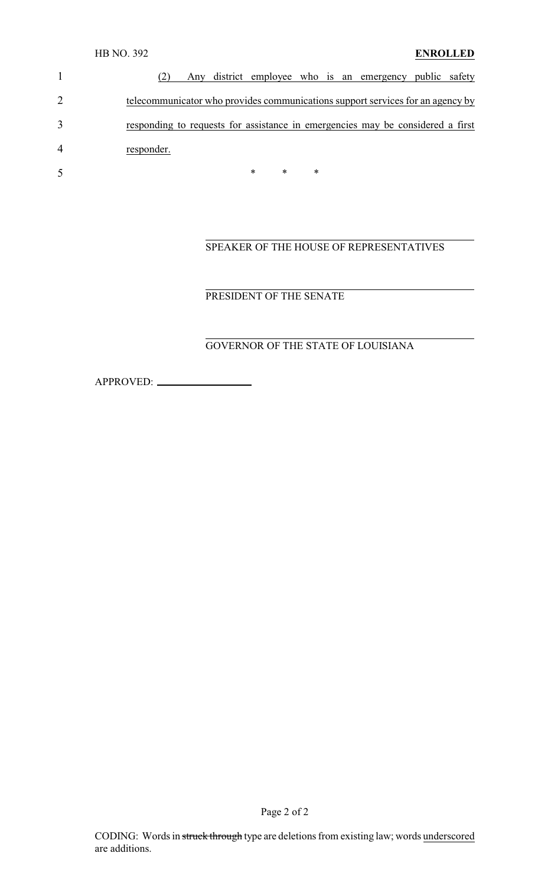(2) <u>Any district employee who is an emergency public safety telecommunicator who provides communications support services for an agency by responding to requests for assistance in emergencies may be considered a first responder.</u>

\* \* \*

SPEAKER OF THE HOUSE OF REPRESENTATIVES

PRESIDENT OF THE SENATE

GOVERNOR OF THE STATE OF LOUISIANA

APPROVED: \_\_\_\_\_\_\_\_\_\_\_\_\_\_\_\_\_\_

CODING: Words in ~~struck through~~ type are deletions from existing law; words <u>underscored</u> are additions.